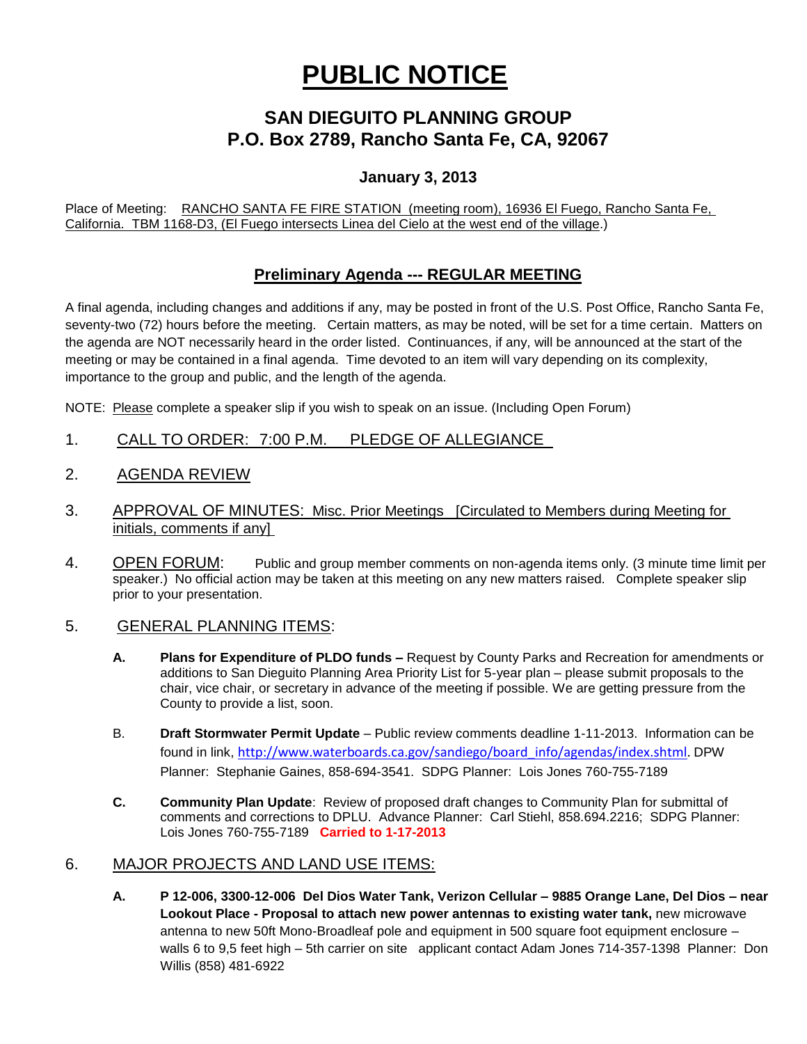# PUBLIC NOTICE

## SAN DIEGUITO PLANNING GROUP
## P.O. Box 2789, Rancho Santa Fe, CA, 92067

### January 3, 2013

Place of Meeting: RANCHO SANTA FE FIRE STATION (meeting room), 16936 El Fuego, Rancho Santa Fe, California. TBM 1168-D3, (El Fuego intersects Linea del Cielo at the west end of the village.)

## Preliminary Agenda --- REGULAR MEETING

A final agenda, including changes and additions if any, may be posted in front of the U.S. Post Office, Rancho Santa Fe, seventy-two (72) hours before the meeting. Certain matters, as may be noted, will be set for a time certain. Matters on the agenda are NOT necessarily heard in the order listed. Continuances, if any, will be announced at the start of the meeting or may be contained in a final agenda. Time devoted to an item will vary depending on its complexity, importance to the group and public, and the length of the agenda.

NOTE: Please complete a speaker slip if you wish to speak on an issue. (Including Open Forum)

1. CALL TO ORDER: 7:00 P.M. PLEDGE OF ALLEGIANCE

2. AGENDA REVIEW

3. APPROVAL OF MINUTES: Misc. Prior Meetings [Circulated to Members during Meeting for initials, comments if any]

4. OPEN FORUM: Public and group member comments on non-agenda items only. (3 minute time limit per speaker.) No official action may be taken at this meeting on any new matters raised. Complete speaker slip prior to your presentation.

5. GENERAL PLANNING ITEMS:

   **A. Plans for Expenditure of PLDO funds –** Request by County Parks and Recreation for amendments or additions to San Dieguito Planning Area Priority List for 5-year plan – please submit proposals to the chair, vice chair, or secretary in advance of the meeting if possible. We are getting pressure from the County to provide a list, soon.

   B. **Draft Stormwater Permit Update** – Public review comments deadline 1-11-2013. Information can be found in link, http://www.waterboards.ca.gov/sandiego/board_info/agendas/index.shtml. DPW Planner: Stephanie Gaines, 858-694-3541. SDPG Planner: Lois Jones 760-755-7189

   **C. Community Plan Update**: Review of proposed draft changes to Community Plan for submittal of comments and corrections to DPLU. Advance Planner: Carl Stiehl, 858.694.2216; SDPG Planner: Lois Jones 760-755-7189 **Carried to 1-17-2013**

6. MAJOR PROJECTS AND LAND USE ITEMS:

   **A. P 12-006, 3300-12-006 Del Dios Water Tank, Verizon Cellular – 9885 Orange Lane, Del Dios – near Lookout Place - Proposal to attach new power antennas to existing water tank,** new microwave antenna to new 50ft Mono-Broadleaf pole and equipment in 500 square foot equipment enclosure – walls 6 to 9,5 feet high – 5th carrier on site applicant contact Adam Jones 714-357-1398 Planner: Don Willis (858) 481-6922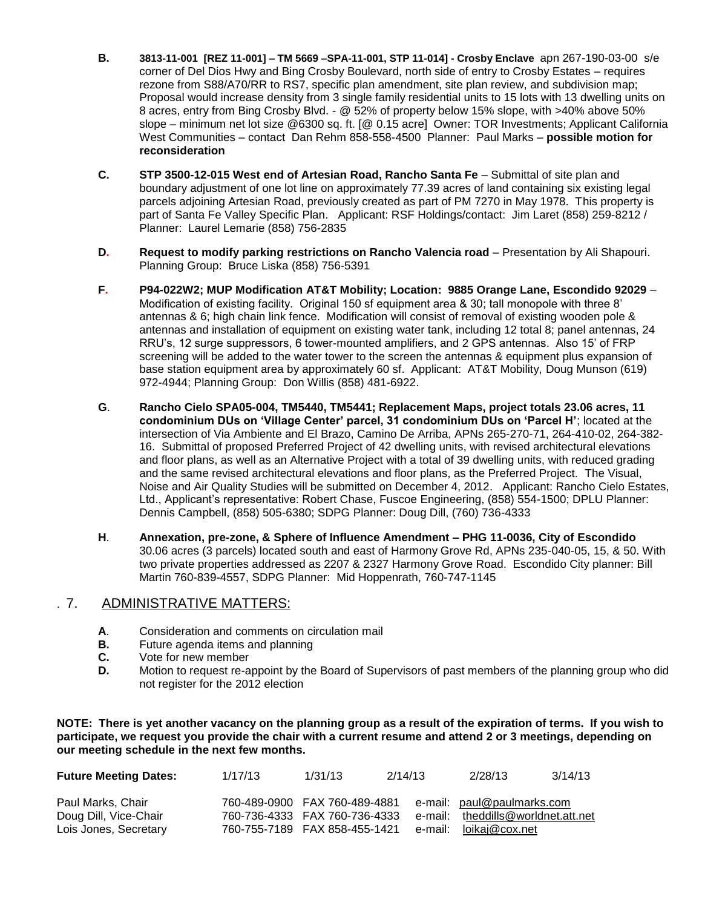**B.** **3813-11-001 [REZ 11-001] – TM 5669 –SPA-11-001, STP 11-014] - Crosby Enclave** apn 267-190-03-00 s/e corner of Del Dios Hwy and Bing Crosby Boulevard, north side of entry to Crosby Estates – requires rezone from S88/A70/RR to RS7, specific plan amendment, site plan review, and subdivision map; Proposal would increase density from 3 single family residential units to 15 lots with 13 dwelling units on 8 acres, entry from Bing Crosby Blvd. - @ 52% of property below 15% slope, with >40% above 50% slope – minimum net lot size @6300 sq. ft. [@ 0.15 acre] Owner: TOR Investments; Applicant California West Communities – contact Dan Rehm 858-558-4500 Planner: Paul Marks – **possible motion for reconsideration**

**C.** **STP 3500-12-015 West end of Artesian Road, Rancho Santa Fe** – Submittal of site plan and boundary adjustment of one lot line on approximately 77.39 acres of land containing six existing legal parcels adjoining Artesian Road, previously created as part of PM 7270 in May 1978. This property is part of Santa Fe Valley Specific Plan. Applicant: RSF Holdings/contact: Jim Laret (858) 259-8212 / Planner: Laurel Lemarie (858) 756-2835

**D.** **Request to modify parking restrictions on Rancho Valencia road** – Presentation by Ali Shapouri. Planning Group: Bruce Liska (858) 756-5391

**F.** **P94-022W2; MUP Modification AT&T Mobility; Location: 9885 Orange Lane, Escondido 92029** – Modification of existing facility. Original 150 sf equipment area & 30; tall monopole with three 8' antennas & 6; high chain link fence. Modification will consist of removal of existing wooden pole & antennas and installation of equipment on existing water tank, including 12 total 8; panel antennas, 24 RRU's, 12 surge suppressors, 6 tower-mounted amplifiers, and 2 GPS antennas. Also 15' of FRP screening will be added to the water tower to the screen the antennas & equipment plus expansion of base station equipment area by approximately 60 sf. Applicant: AT&T Mobility, Doug Munson (619) 972-4944; Planning Group: Don Willis (858) 481-6922.

**G**. **Rancho Cielo SPA05-004, TM5440, TM5441; Replacement Maps, project totals 23.06 acres, 11 condominium DUs on 'Village Center' parcel, 31 condominium DUs on 'Parcel H'**; located at the intersection of Via Ambiente and El Brazo, Camino De Arriba, APNs 265-270-71, 264-410-02, 264-382-16. Submittal of proposed Preferred Project of 42 dwelling units, with revised architectural elevations and floor plans, as well as an Alternative Project with a total of 39 dwelling units, with reduced grading and the same revised architectural elevations and floor plans, as the Preferred Project. The Visual, Noise and Air Quality Studies will be submitted on December 4, 2012. Applicant: Rancho Cielo Estates, Ltd., Applicant's representative: Robert Chase, Fuscoe Engineering, (858) 554-1500; DPLU Planner: Dennis Campbell, (858) 505-6380; SDPG Planner: Doug Dill, (760) 736-4333

**H**. **Annexation, pre-zone, & Sphere of Influence Amendment – PHG 11-0036, City of Escondido** 30.06 acres (3 parcels) located south and east of Harmony Grove Rd, APNs 235-040-05, 15, & 50. With two private properties addressed as 2207 & 2327 Harmony Grove Road. Escondido City planner: Bill Martin 760-839-4557, SDPG Planner: Mid Hoppenrath, 760-747-1145

## 7. ADMINISTRATIVE MATTERS:

**A**. Consideration and comments on circulation mail
**B.** Future agenda items and planning
**C.** Vote for new member
**D.** Motion to request re-appoint by the Board of Supervisors of past members of the planning group who did not register for the 2012 election

**NOTE: There is yet another vacancy on the planning group as a result of the expiration of terms. If you wish to participate, we request you provide the chair with a current resume and attend 2 or 3 meetings, depending on our meeting schedule in the next few months.**

| | | | | | |
|---|---|---|---|---|---|
| **Future Meeting Dates:** | 1/17/13 | 1/31/13 | 2/14/13 | 2/28/13 | 3/14/13 |

| | | | |
|---|---|---|---|
| Paul Marks, Chair | 760-489-0900 | FAX 760-489-4881 | e-mail: paul@paulmarks.com |
| Doug Dill, Vice-Chair | 760-736-4333 | FAX 760-736-4333 | e-mail: theddills@worldnet.att.net |
| Lois Jones, Secretary | 760-755-7189 | FAX 858-455-1421 | e-mail: loikaj@cox.net |